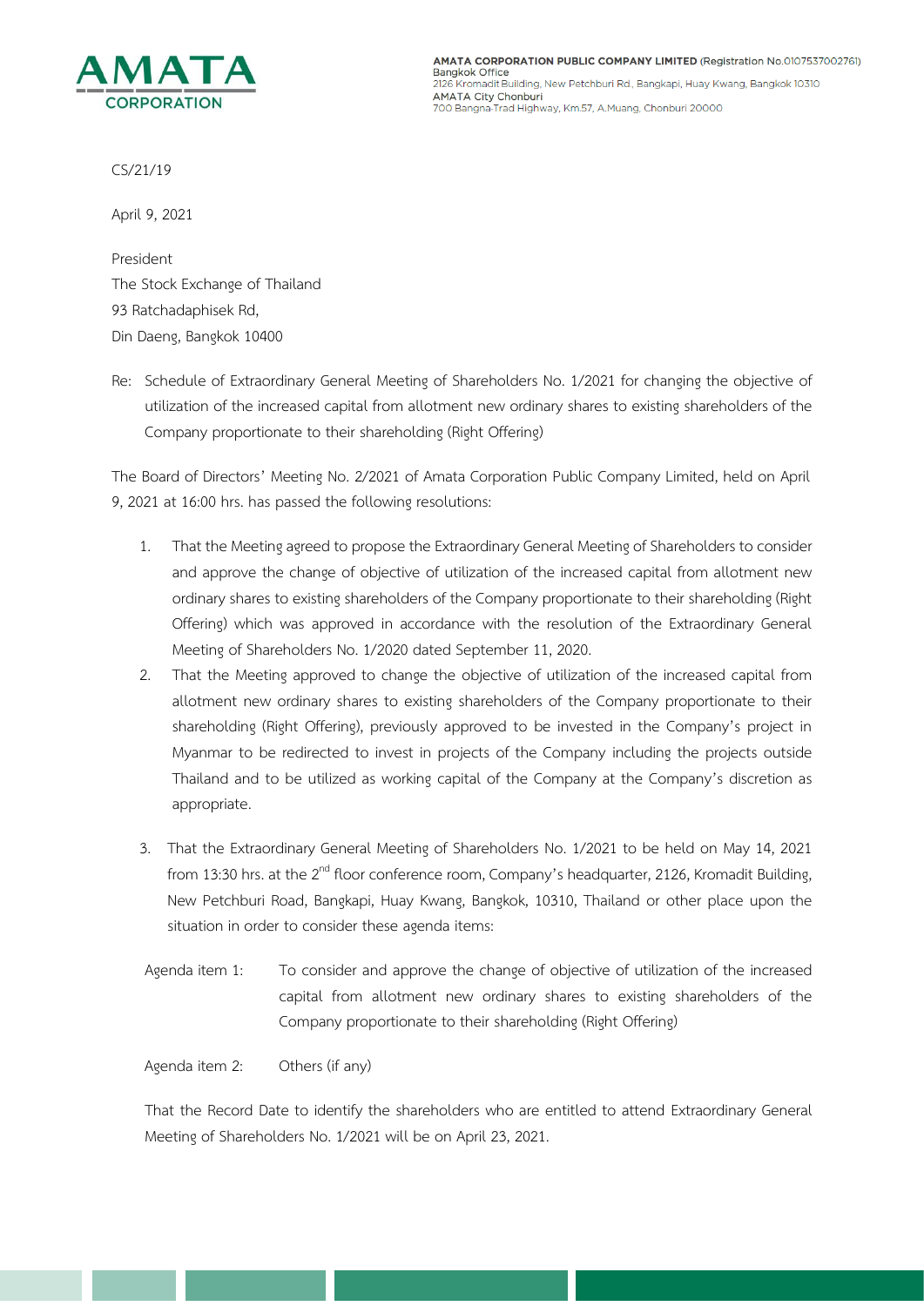**AMATA CORPORATION PUBLIC COMPANY LIMITED** (Registration No.0107537002761)
Bangkok Office
2126 Kromadit Building, New Petchburi Rd., Bangkapi, Huay Kwang, Bangkok 10310
AMATA City Chonburi
700 Bangna-Trad Highway, Km.57, A.Muang, Chonburi 20000

CS/21/19

April 9, 2021

President
The Stock Exchange of Thailand
93 Ratchadaphisek Rd,
Din Daeng, Bangkok 10400

Re: Schedule of Extraordinary General Meeting of Shareholders No. 1/2021 for changing the objective of utilization of the increased capital from allotment new ordinary shares to existing shareholders of the Company proportionate to their shareholding (Right Offering)

The Board of Directors' Meeting No. 2/2021 of Amata Corporation Public Company Limited, held on April 9, 2021 at 16:00 hrs. has passed the following resolutions:

1. That the Meeting agreed to propose the Extraordinary General Meeting of Shareholders to consider and approve the change of objective of utilization of the increased capital from allotment new ordinary shares to existing shareholders of the Company proportionate to their shareholding (Right Offering) which was approved in accordance with the resolution of the Extraordinary General Meeting of Shareholders No. 1/2020 dated September 11, 2020.
2. That the Meeting approved to change the objective of utilization of the increased capital from allotment new ordinary shares to existing shareholders of the Company proportionate to their shareholding (Right Offering), previously approved to be invested in the Company's project in Myanmar to be redirected to invest in projects of the Company including the projects outside Thailand and to be utilized as working capital of the Company at the Company's discretion as appropriate.
3. That the Extraordinary General Meeting of Shareholders No. 1/2021 to be held on May 14, 2021 from 13:30 hrs. at the 2nd floor conference room, Company's headquarter, 2126, Kromadit Building, New Petchburi Road, Bangkapi, Huay Kwang, Bangkok, 10310, Thailand or other place upon the situation in order to consider these agenda items:

Agenda item 1: To consider and approve the change of objective of utilization of the increased capital from allotment new ordinary shares to existing shareholders of the Company proportionate to their shareholding (Right Offering)

Agenda item 2: Others (if any)

That the Record Date to identify the shareholders who are entitled to attend Extraordinary General Meeting of Shareholders No. 1/2021 will be on April 23, 2021.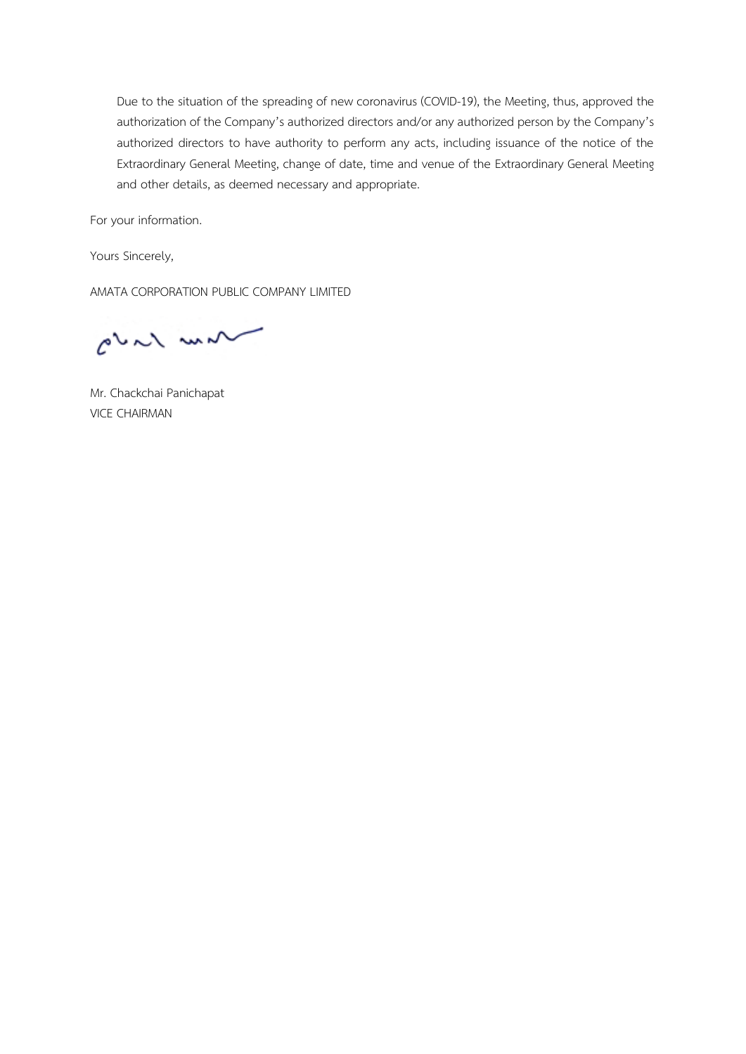Due to the situation of the spreading of new coronavirus (COVID-19), the Meeting, thus, approved the authorization of the Company's authorized directors and/or any authorized person by the Company's authorized directors to have authority to perform any acts, including issuance of the notice of the Extraordinary General Meeting, change of date, time and venue of the Extraordinary General Meeting and other details, as deemed necessary and appropriate.

For your information.

Yours Sincerely,

AMATA CORPORATION PUBLIC COMPANY LIMITED

Mr. Chackchai Panichapat
VICE CHAIRMAN